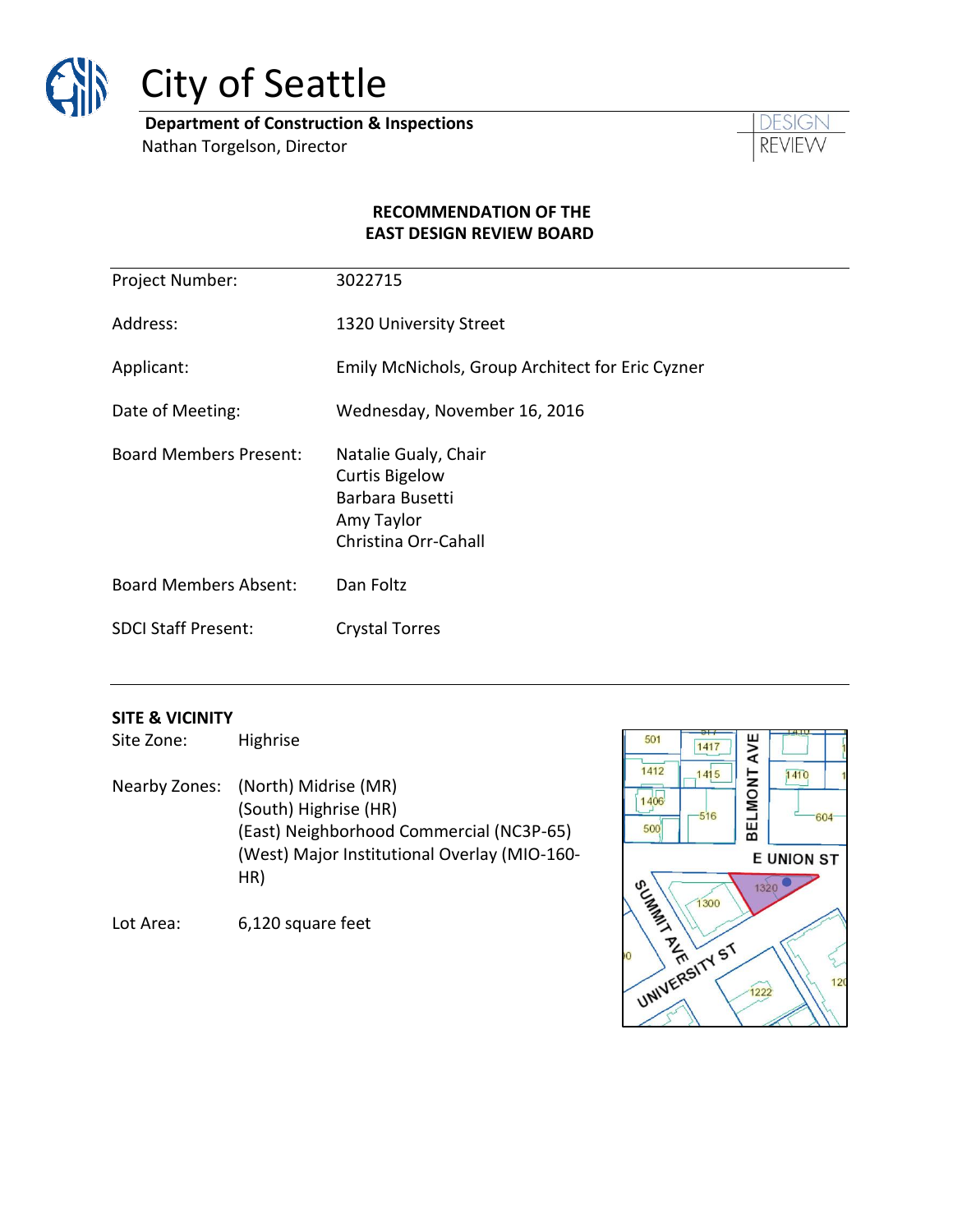# City of Seattle

**Department of Construction & Inspections**
Nathan Torgelson, Director

DESIGN REVIEW

**RECOMMENDATION OF THE EAST DESIGN REVIEW BOARD**

| | |
|---|---|
| Project Number: | 3022715 |
| Address: | 1320 University Street |
| Applicant: | Emily McNichols, Group Architect for Eric Cyzner |
| Date of Meeting: | Wednesday, November 16, 2016 |
| Board Members Present: | Natalie Gualy, Chair<br>Curtis Bigelow<br>Barbara Busetti<br>Amy Taylor<br>Christina Orr-Cahall |
| Board Members Absent: | Dan Foltz |
| SDCI Staff Present: | Crystal Torres |

**SITE & VICINITY**

Site Zone: Highrise

Nearby Zones: (North) Midrise (MR)
(South) Highrise (HR)
(East) Neighborhood Commercial (NC3P-65)
(West) Major Institutional Overlay (MIO-160-HR)

Lot Area: 6,120 square feet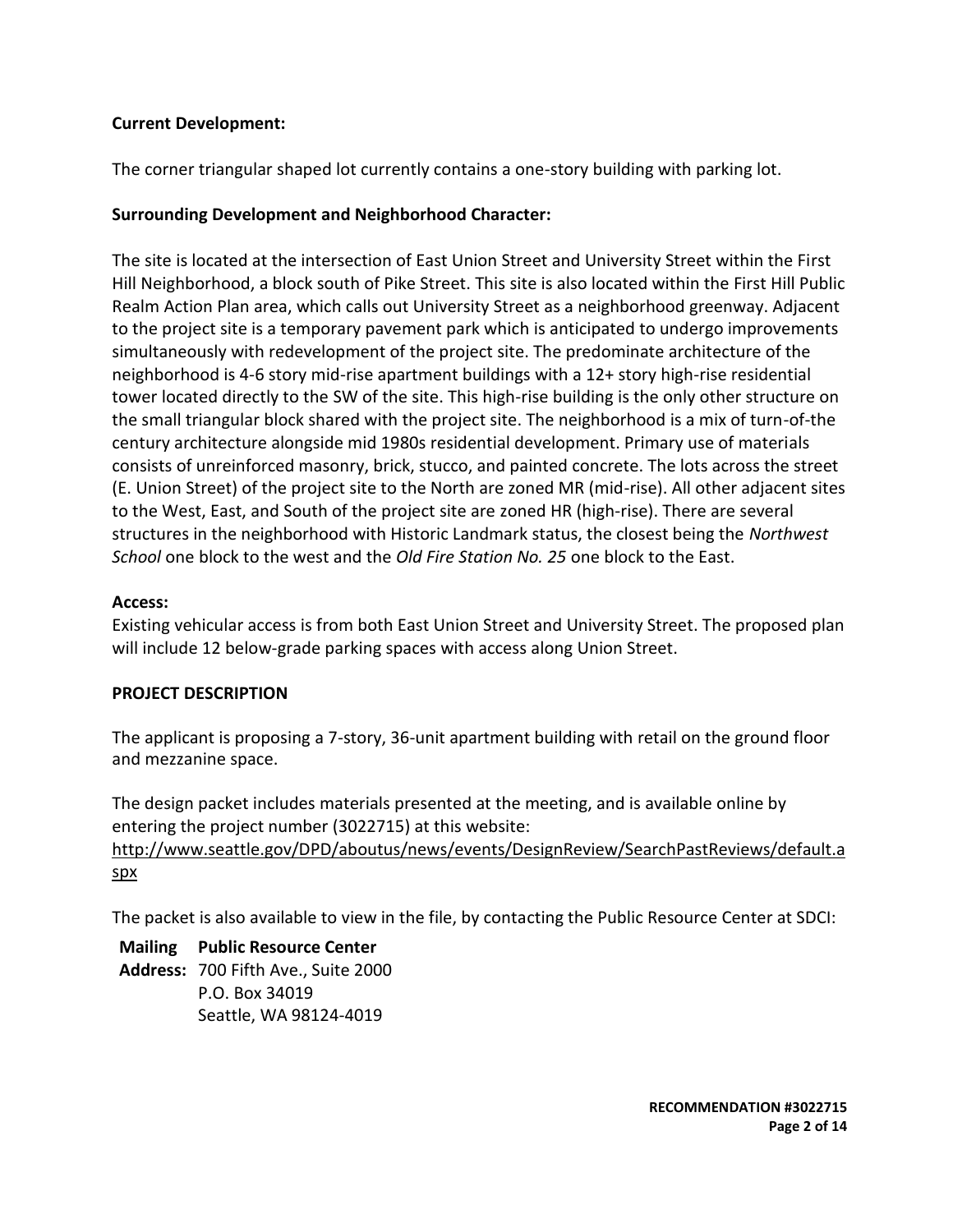**Current Development:**

The corner triangular shaped lot currently contains a one-story building with parking lot.

**Surrounding Development and Neighborhood Character:**

The site is located at the intersection of East Union Street and University Street within the First Hill Neighborhood, a block south of Pike Street. This site is also located within the First Hill Public Realm Action Plan area, which calls out University Street as a neighborhood greenway. Adjacent to the project site is a temporary pavement park which is anticipated to undergo improvements simultaneously with redevelopment of the project site. The predominate architecture of the neighborhood is 4-6 story mid-rise apartment buildings with a 12+ story high-rise residential tower located directly to the SW of the site. This high-rise building is the only other structure on the small triangular block shared with the project site. The neighborhood is a mix of turn-of-the century architecture alongside mid 1980s residential development. Primary use of materials consists of unreinforced masonry, brick, stucco, and painted concrete. The lots across the street (E. Union Street) of the project site to the North are zoned MR (mid-rise). All other adjacent sites to the West, East, and South of the project site are zoned HR (high-rise). There are several structures in the neighborhood with Historic Landmark status, the closest being the *Northwest School* one block to the west and the *Old Fire Station No. 25* one block to the East.

**Access:**
Existing vehicular access is from both East Union Street and University Street. The proposed plan will include 12 below-grade parking spaces with access along Union Street.

**PROJECT DESCRIPTION**

The applicant is proposing a 7-story, 36-unit apartment building with retail on the ground floor and mezzanine space.

The design packet includes materials presented at the meeting, and is available online by entering the project number (3022715) at this website:
http://www.seattle.gov/DPD/aboutus/news/events/DesignReview/SearchPastReviews/default.aspx

The packet is also available to view in the file, by contacting the Public Resource Center at SDCI:

**Mailing Address:** **Public Resource Center**
700 Fifth Ave., Suite 2000
P.O. Box 34019
Seattle, WA 98124-4019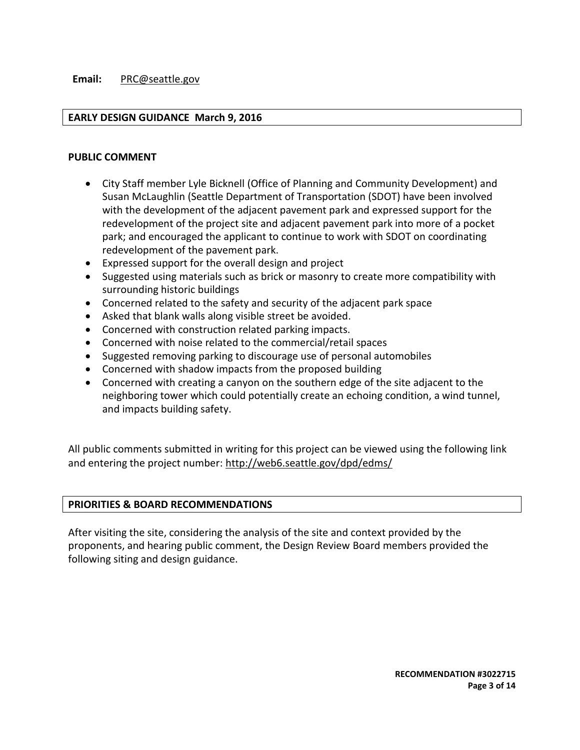**Email:** PRC@seattle.gov

## EARLY DESIGN GUIDANCE March 9, 2016

### PUBLIC COMMENT

- City Staff member Lyle Bicknell (Office of Planning and Community Development) and Susan McLaughlin (Seattle Department of Transportation (SDOT) have been involved with the development of the adjacent pavement park and expressed support for the redevelopment of the project site and adjacent pavement park into more of a pocket park; and encouraged the applicant to continue to work with SDOT on coordinating redevelopment of the pavement park.
- Expressed support for the overall design and project
- Suggested using materials such as brick or masonry to create more compatibility with surrounding historic buildings
- Concerned related to the safety and security of the adjacent park space
- Asked that blank walls along visible street be avoided.
- Concerned with construction related parking impacts.
- Concerned with noise related to the commercial/retail spaces
- Suggested removing parking to discourage use of personal automobiles
- Concerned with shadow impacts from the proposed building
- Concerned with creating a canyon on the southern edge of the site adjacent to the neighboring tower which could potentially create an echoing condition, a wind tunnel, and impacts building safety.

All public comments submitted in writing for this project can be viewed using the following link and entering the project number: http://web6.seattle.gov/dpd/edms/

## PRIORITIES & BOARD RECOMMENDATIONS

After visiting the site, considering the analysis of the site and context provided by the proponents, and hearing public comment, the Design Review Board members provided the following siting and design guidance.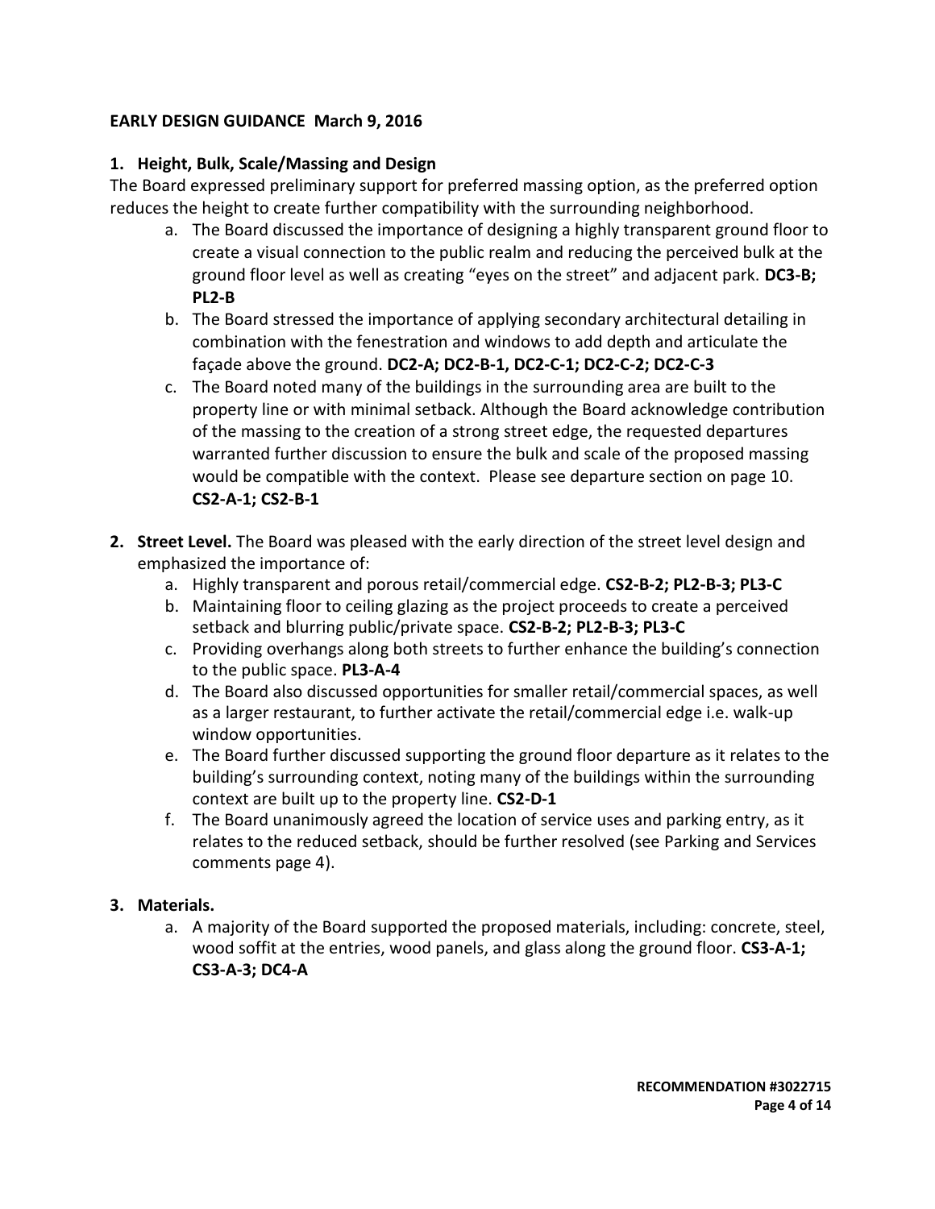**EARLY DESIGN GUIDANCE March 9, 2016**

1. **Height, Bulk, Scale/Massing and Design**

The Board expressed preliminary support for preferred massing option, as the preferred option reduces the height to create further compatibility with the surrounding neighborhood.

   a. The Board discussed the importance of designing a highly transparent ground floor to create a visual connection to the public realm and reducing the perceived bulk at the ground floor level as well as creating "eyes on the street" and adjacent park. **DC3-B; PL2-B**

   b. The Board stressed the importance of applying secondary architectural detailing in combination with the fenestration and windows to add depth and articulate the façade above the ground. **DC2-A; DC2-B-1, DC2-C-1; DC2-C-2; DC2-C-3**

   c. The Board noted many of the buildings in the surrounding area are built to the property line or with minimal setback. Although the Board acknowledge contribution of the massing to the creation of a strong street edge, the requested departures warranted further discussion to ensure the bulk and scale of the proposed massing would be compatible with the context. Please see departure section on page 10. **CS2-A-1; CS2-B-1**

2. **Street Level.** The Board was pleased with the early direction of the street level design and emphasized the importance of:

   a. Highly transparent and porous retail/commercial edge. **CS2-B-2; PL2-B-3; PL3-C**

   b. Maintaining floor to ceiling glazing as the project proceeds to create a perceived setback and blurring public/private space. **CS2-B-2; PL2-B-3; PL3-C**

   c. Providing overhangs along both streets to further enhance the building's connection to the public space. **PL3-A-4**

   d. The Board also discussed opportunities for smaller retail/commercial spaces, as well as a larger restaurant, to further activate the retail/commercial edge i.e. walk-up window opportunities.

   e. The Board further discussed supporting the ground floor departure as it relates to the building's surrounding context, noting many of the buildings within the surrounding context are built up to the property line. **CS2-D-1**

   f. The Board unanimously agreed the location of service uses and parking entry, as it relates to the reduced setback, should be further resolved (see Parking and Services comments page 4).

3. **Materials.**

   a. A majority of the Board supported the proposed materials, including: concrete, steel, wood soffit at the entries, wood panels, and glass along the ground floor. **CS3-A-1; CS3-A-3; DC4-A**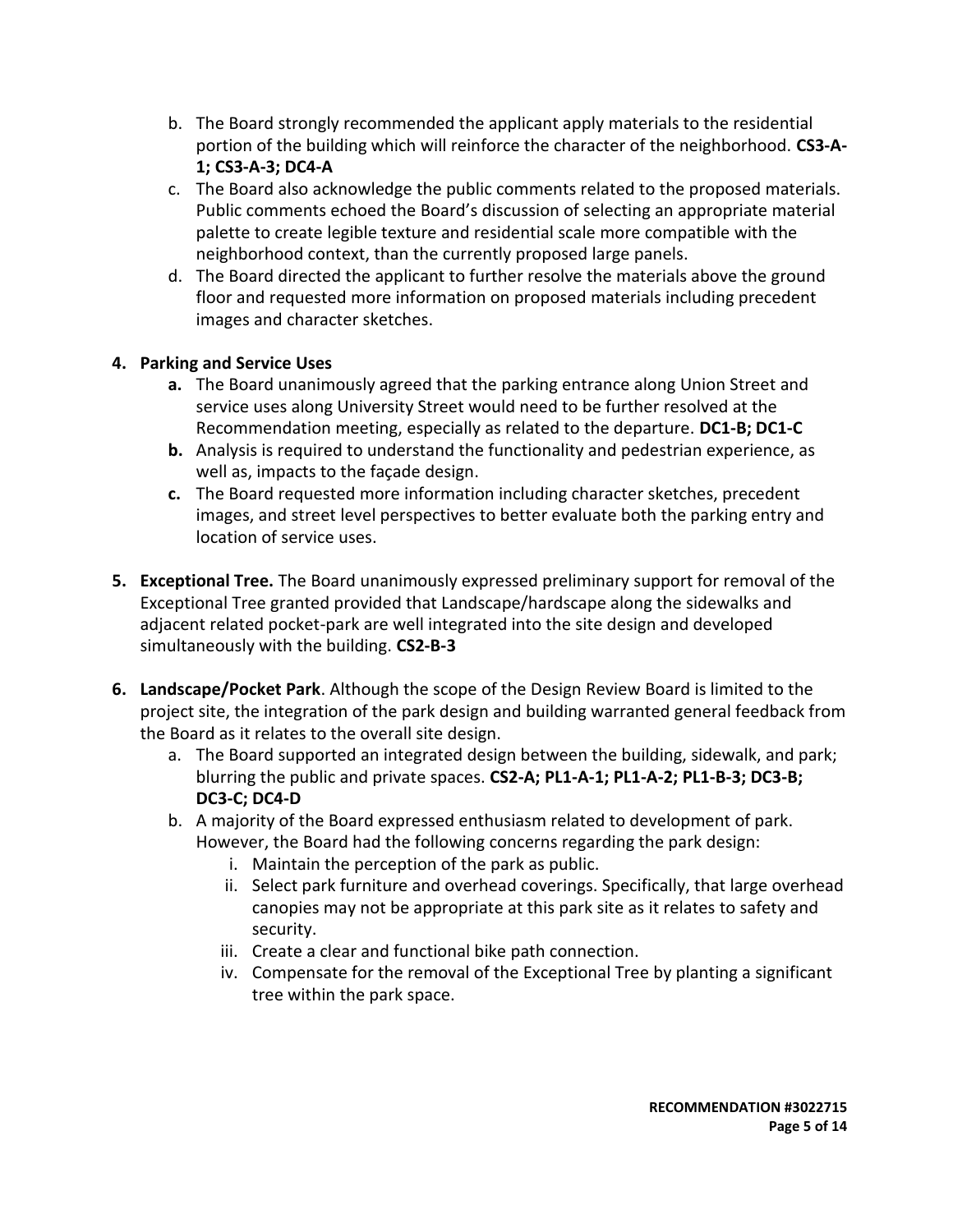b. The Board strongly recommended the applicant apply materials to the residential portion of the building which will reinforce the character of the neighborhood. **CS3-A-1; CS3-A-3; DC4-A**

c. The Board also acknowledge the public comments related to the proposed materials. Public comments echoed the Board's discussion of selecting an appropriate material palette to create legible texture and residential scale more compatible with the neighborhood context, than the currently proposed large panels.

d. The Board directed the applicant to further resolve the materials above the ground floor and requested more information on proposed materials including precedent images and character sketches.

4. **Parking and Service Uses**
   - **a.** The Board unanimously agreed that the parking entrance along Union Street and service uses along University Street would need to be further resolved at the Recommendation meeting, especially as related to the departure. **DC1-B; DC1-C**
   - **b.** Analysis is required to understand the functionality and pedestrian experience, as well as, impacts to the façade design.
   - **c.** The Board requested more information including character sketches, precedent images, and street level perspectives to better evaluate both the parking entry and location of service uses.

5. **Exceptional Tree.** The Board unanimously expressed preliminary support for removal of the Exceptional Tree granted provided that Landscape/hardscape along the sidewalks and adjacent related pocket-park are well integrated into the site design and developed simultaneously with the building. **CS2-B-3**

6. **Landscape/Pocket Park**. Although the scope of the Design Review Board is limited to the project site, the integration of the park design and building warranted general feedback from the Board as it relates to the overall site design.
   - a. The Board supported an integrated design between the building, sidewalk, and park; blurring the public and private spaces. **CS2-A; PL1-A-1; PL1-A-2; PL1-B-3; DC3-B; DC3-C; DC4-D**
   - b. A majority of the Board expressed enthusiasm related to development of park. However, the Board had the following concerns regarding the park design:
     - i. Maintain the perception of the park as public.
     - ii. Select park furniture and overhead coverings. Specifically, that large overhead canopies may not be appropriate at this park site as it relates to safety and security.
     - iii. Create a clear and functional bike path connection.
     - iv. Compensate for the removal of the Exceptional Tree by planting a significant tree within the park space.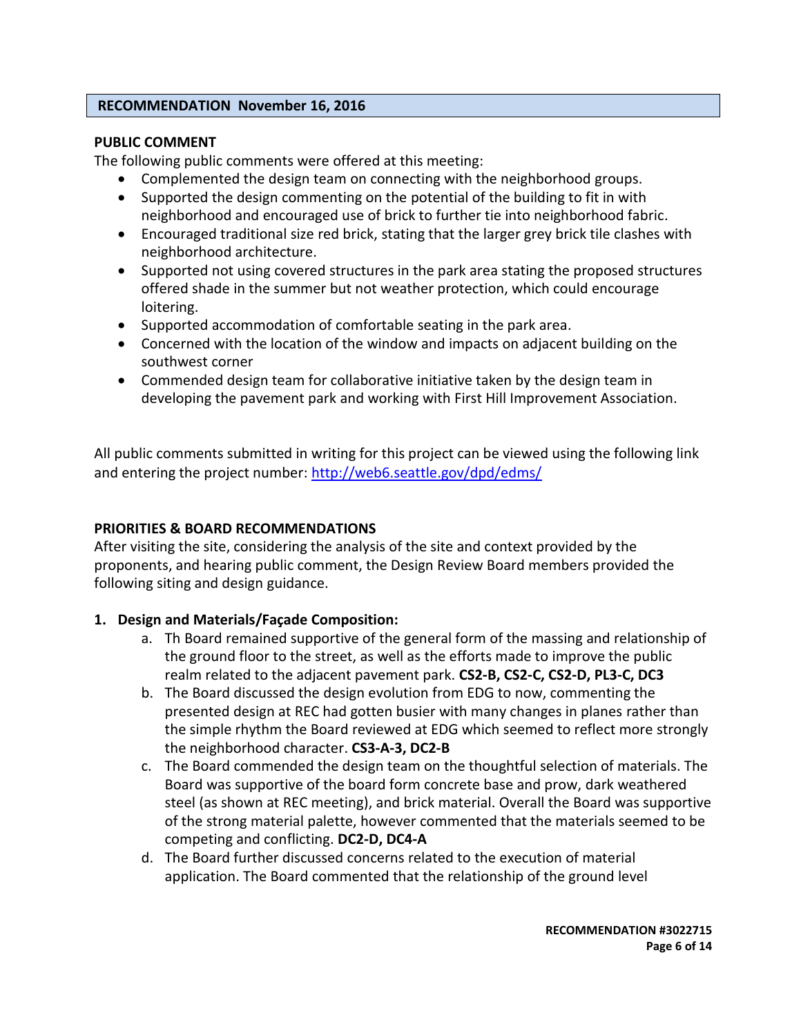## RECOMMENDATION November 16, 2016

**PUBLIC COMMENT**

The following public comments were offered at this meeting:

- Complemented the design team on connecting with the neighborhood groups.
- Supported the design commenting on the potential of the building to fit in with neighborhood and encouraged use of brick to further tie into neighborhood fabric.
- Encouraged traditional size red brick, stating that the larger grey brick tile clashes with neighborhood architecture.
- Supported not using covered structures in the park area stating the proposed structures offered shade in the summer but not weather protection, which could encourage loitering.
- Supported accommodation of comfortable seating in the park area.
- Concerned with the location of the window and impacts on adjacent building on the southwest corner
- Commended design team for collaborative initiative taken by the design team in developing the pavement park and working with First Hill Improvement Association.

All public comments submitted in writing for this project can be viewed using the following link and entering the project number: http://web6.seattle.gov/dpd/edms/

**PRIORITIES & BOARD RECOMMENDATIONS**

After visiting the site, considering the analysis of the site and context provided by the proponents, and hearing public comment, the Design Review Board members provided the following siting and design guidance.

1. **Design and Materials/Façade Composition:**
   a. Th Board remained supportive of the general form of the massing and relationship of the ground floor to the street, as well as the efforts made to improve the public realm related to the adjacent pavement park. **CS2-B, CS2-C, CS2-D, PL3-C, DC3**
   b. The Board discussed the design evolution from EDG to now, commenting the presented design at REC had gotten busier with many changes in planes rather than the simple rhythm the Board reviewed at EDG which seemed to reflect more strongly the neighborhood character. **CS3-A-3, DC2-B**
   c. The Board commended the design team on the thoughtful selection of materials. The Board was supportive of the board form concrete base and prow, dark weathered steel (as shown at REC meeting), and brick material. Overall the Board was supportive of the strong material palette, however commented that the materials seemed to be competing and conflicting. **DC2-D, DC4-A**
   d. The Board further discussed concerns related to the execution of material application. The Board commented that the relationship of the ground level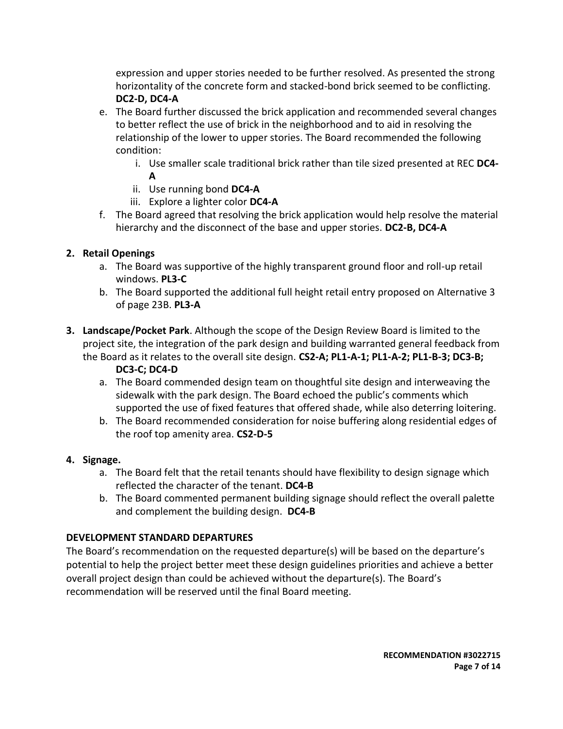expression and upper stories needed to be further resolved. As presented the strong horizontality of the concrete form and stacked-bond brick seemed to be conflicting. **DC2-D, DC4-A**

e. The Board further discussed the brick application and recommended several changes to better reflect the use of brick in the neighborhood and to aid in resolving the relationship of the lower to upper stories. The Board recommended the following condition:
    i. Use smaller scale traditional brick rather than tile sized presented at REC **DC4-A**
    ii. Use running bond **DC4-A**
    iii. Explore a lighter color **DC4-A**
f. The Board agreed that resolving the brick application would help resolve the material hierarchy and the disconnect of the base and upper stories. **DC2-B, DC4-A**

2. **Retail Openings**
    a. The Board was supportive of the highly transparent ground floor and roll-up retail windows. **PL3-C**
    b. The Board supported the additional full height retail entry proposed on Alternative 3 of page 23B. **PL3-A**

3. **Landscape/Pocket Park**. Although the scope of the Design Review Board is limited to the project site, the integration of the park design and building warranted general feedback from the Board as it relates to the overall site design. **CS2-A; PL1-A-1; PL1-A-2; PL1-B-3; DC3-B; DC3-C; DC4-D**
    a. The Board commended design team on thoughtful site design and interweaving the sidewalk with the park design. The Board echoed the public's comments which supported the use of fixed features that offered shade, while also deterring loitering.
    b. The Board recommended consideration for noise buffering along residential edges of the roof top amenity area. **CS2-D-5**

4. **Signage.**
    a. The Board felt that the retail tenants should have flexibility to design signage which reflected the character of the tenant. **DC4-B**
    b. The Board commented permanent building signage should reflect the overall palette and complement the building design. **DC4-B**

**DEVELOPMENT STANDARD DEPARTURES**

The Board's recommendation on the requested departure(s) will be based on the departure's potential to help the project better meet these design guidelines priorities and achieve a better overall project design than could be achieved without the departure(s). The Board's recommendation will be reserved until the final Board meeting.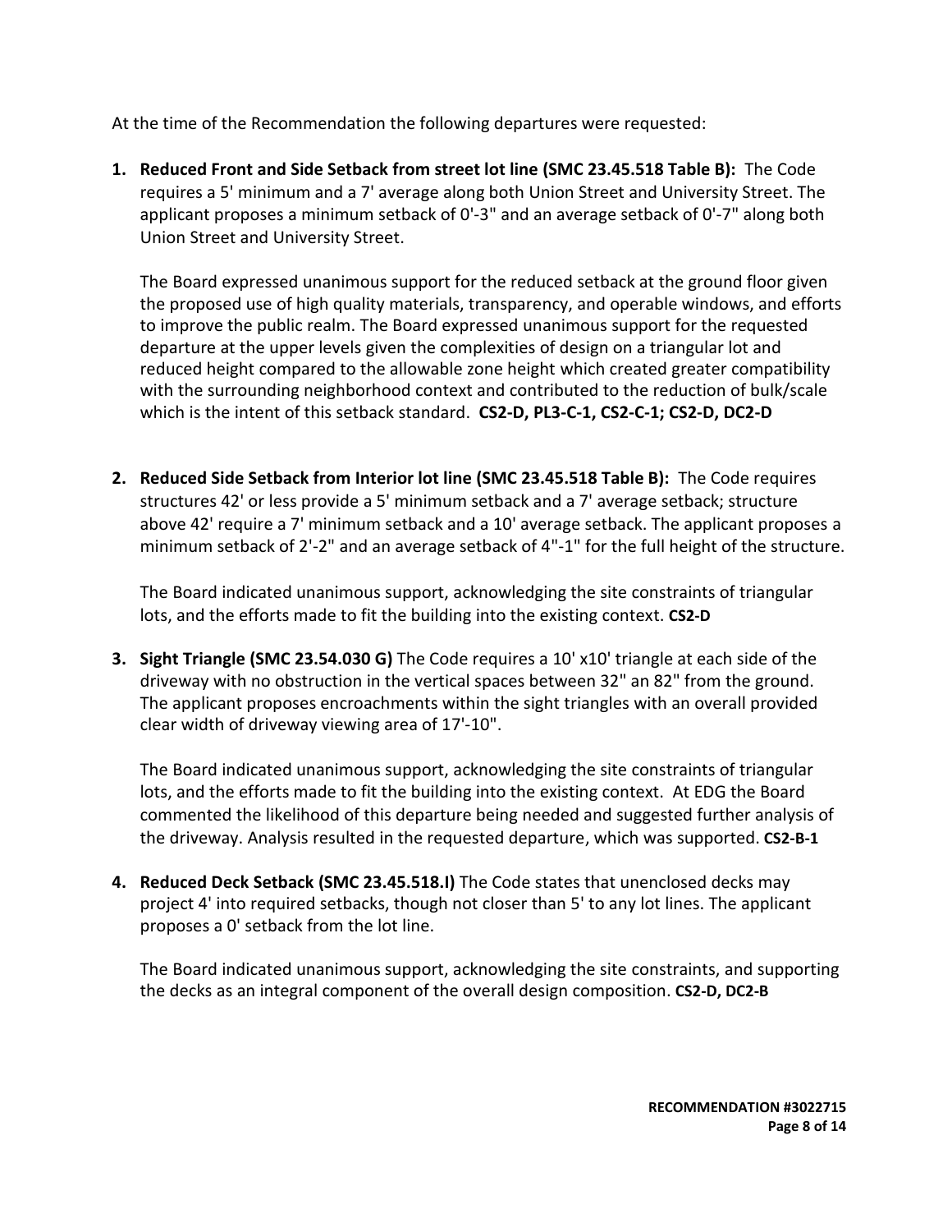At the time of the Recommendation the following departures were requested:

1. **Reduced Front and Side Setback from street lot line (SMC 23.45.518 Table B):** The Code requires a 5' minimum and a 7' average along both Union Street and University Street. The applicant proposes a minimum setback of 0'-3" and an average setback of 0'-7" along both Union Street and University Street.

   The Board expressed unanimous support for the reduced setback at the ground floor given the proposed use of high quality materials, transparency, and operable windows, and efforts to improve the public realm. The Board expressed unanimous support for the requested departure at the upper levels given the complexities of design on a triangular lot and reduced height compared to the allowable zone height which created greater compatibility with the surrounding neighborhood context and contributed to the reduction of bulk/scale which is the intent of this setback standard. **CS2-D, PL3-C-1, CS2-C-1; CS2-D, DC2-D**

2. **Reduced Side Setback from Interior lot line (SMC 23.45.518 Table B):** The Code requires structures 42' or less provide a 5' minimum setback and a 7' average setback; structure above 42' require a 7' minimum setback and a 10' average setback. The applicant proposes a minimum setback of 2'-2" and an average setback of 4"-1" for the full height of the structure.

   The Board indicated unanimous support, acknowledging the site constraints of triangular lots, and the efforts made to fit the building into the existing context. **CS2-D**

3. **Sight Triangle (SMC 23.54.030 G)** The Code requires a 10' x10' triangle at each side of the driveway with no obstruction in the vertical spaces between 32" an 82" from the ground. The applicant proposes encroachments within the sight triangles with an overall provided clear width of driveway viewing area of 17'-10".

   The Board indicated unanimous support, acknowledging the site constraints of triangular lots, and the efforts made to fit the building into the existing context. At EDG the Board commented the likelihood of this departure being needed and suggested further analysis of the driveway. Analysis resulted in the requested departure, which was supported. **CS2-B-1**

4. **Reduced Deck Setback (SMC 23.45.518.I)** The Code states that unenclosed decks may project 4' into required setbacks, though not closer than 5' to any lot lines. The applicant proposes a 0' setback from the lot line.

   The Board indicated unanimous support, acknowledging the site constraints, and supporting the decks as an integral component of the overall design composition. **CS2-D, DC2-B**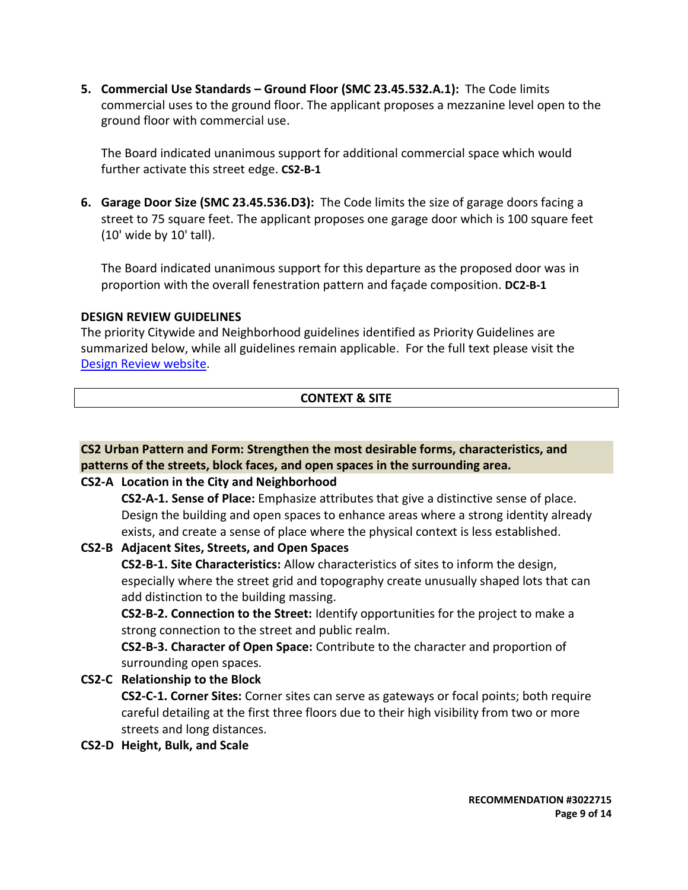5. **Commercial Use Standards – Ground Floor (SMC 23.45.532.A.1):** The Code limits commercial uses to the ground floor. The applicant proposes a mezzanine level open to the ground floor with commercial use.

   The Board indicated unanimous support for additional commercial space which would further activate this street edge. **CS2-B-1**

6. **Garage Door Size (SMC 23.45.536.D3):** The Code limits the size of garage doors facing a street to 75 square feet. The applicant proposes one garage door which is 100 square feet (10' wide by 10' tall).

   The Board indicated unanimous support for this departure as the proposed door was in proportion with the overall fenestration pattern and façade composition. **DC2-B-1**

## DESIGN REVIEW GUIDELINES

The priority Citywide and Neighborhood guidelines identified as Priority Guidelines are summarized below, while all guidelines remain applicable. For the full text please visit the [Design Review website](Design Review website).

### CONTEXT & SITE

**CS2 Urban Pattern and Form: Strengthen the most desirable forms, characteristics, and patterns of the streets, block faces, and open spaces in the surrounding area.**

**CS2-A Location in the City and Neighborhood**

**CS2-A-1. Sense of Place:** Emphasize attributes that give a distinctive sense of place. Design the building and open spaces to enhance areas where a strong identity already exists, and create a sense of place where the physical context is less established.

**CS2-B Adjacent Sites, Streets, and Open Spaces**

**CS2-B-1. Site Characteristics:** Allow characteristics of sites to inform the design, especially where the street grid and topography create unusually shaped lots that can add distinction to the building massing.

**CS2-B-2. Connection to the Street:** Identify opportunities for the project to make a strong connection to the street and public realm.

**CS2-B-3. Character of Open Space:** Contribute to the character and proportion of surrounding open spaces.

**CS2-C Relationship to the Block**

**CS2-C-1. Corner Sites:** Corner sites can serve as gateways or focal points; both require careful detailing at the first three floors due to their high visibility from two or more streets and long distances.

**CS2-D Height, Bulk, and Scale**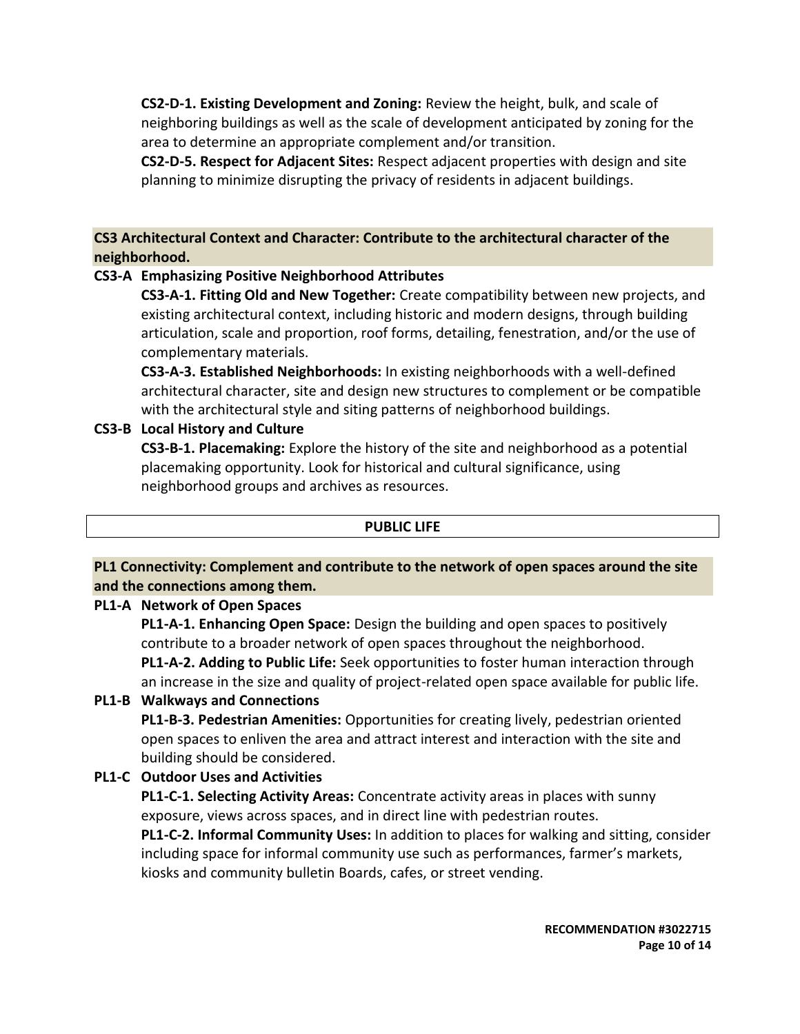**CS2-D-1. Existing Development and Zoning:** Review the height, bulk, and scale of neighboring buildings as well as the scale of development anticipated by zoning for the area to determine an appropriate complement and/or transition.

**CS2-D-5. Respect for Adjacent Sites:** Respect adjacent properties with design and site planning to minimize disrupting the privacy of residents in adjacent buildings.

### CS3 Architectural Context and Character: Contribute to the architectural character of the neighborhood.

**CS3-A Emphasizing Positive Neighborhood Attributes**

**CS3-A-1. Fitting Old and New Together:** Create compatibility between new projects, and existing architectural context, including historic and modern designs, through building articulation, scale and proportion, roof forms, detailing, fenestration, and/or the use of complementary materials.

**CS3-A-3. Established Neighborhoods:** In existing neighborhoods with a well-defined architectural character, site and design new structures to complement or be compatible with the architectural style and siting patterns of neighborhood buildings.

**CS3-B Local History and Culture**

**CS3-B-1. Placemaking:** Explore the history of the site and neighborhood as a potential placemaking opportunity. Look for historical and cultural significance, using neighborhood groups and archives as resources.

## PUBLIC LIFE

### PL1 Connectivity: Complement and contribute to the network of open spaces around the site and the connections among them.

**PL1-A Network of Open Spaces**

**PL1-A-1. Enhancing Open Space:** Design the building and open spaces to positively contribute to a broader network of open spaces throughout the neighborhood.

**PL1-A-2. Adding to Public Life:** Seek opportunities to foster human interaction through an increase in the size and quality of project-related open space available for public life.

**PL1-B Walkways and Connections**

**PL1-B-3. Pedestrian Amenities:** Opportunities for creating lively, pedestrian oriented open spaces to enliven the area and attract interest and interaction with the site and building should be considered.

**PL1-C Outdoor Uses and Activities**

**PL1-C-1. Selecting Activity Areas:** Concentrate activity areas in places with sunny exposure, views across spaces, and in direct line with pedestrian routes.

**PL1-C-2. Informal Community Uses:** In addition to places for walking and sitting, consider including space for informal community use such as performances, farmer's markets, kiosks and community bulletin Boards, cafes, or street vending.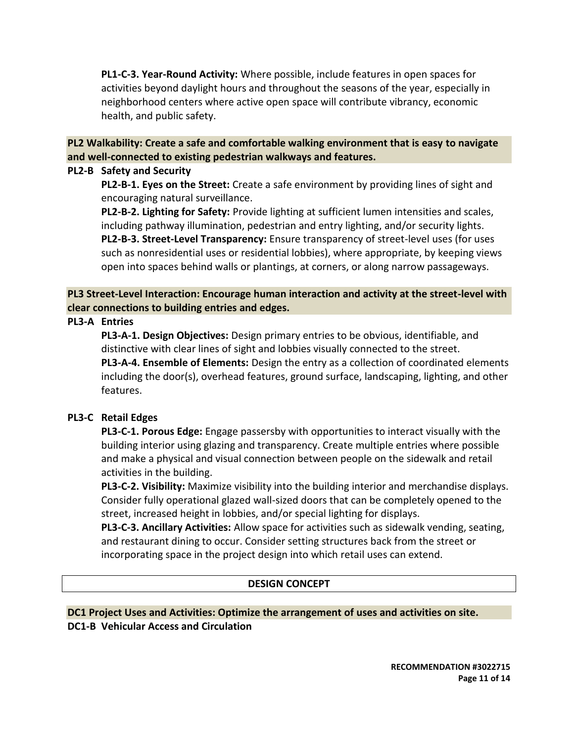**PL1-C-3. Year-Round Activity:** Where possible, include features in open spaces for activities beyond daylight hours and throughout the seasons of the year, especially in neighborhood centers where active open space will contribute vibrancy, economic health, and public safety.

**PL2 Walkability: Create a safe and comfortable walking environment that is easy to navigate and well-connected to existing pedestrian walkways and features.**

**PL2-B Safety and Security**

**PL2-B-1. Eyes on the Street:** Create a safe environment by providing lines of sight and encouraging natural surveillance.

**PL2-B-2. Lighting for Safety:** Provide lighting at sufficient lumen intensities and scales, including pathway illumination, pedestrian and entry lighting, and/or security lights.

**PL2-B-3. Street-Level Transparency:** Ensure transparency of street-level uses (for uses such as nonresidential uses or residential lobbies), where appropriate, by keeping views open into spaces behind walls or plantings, at corners, or along narrow passageways.

**PL3 Street-Level Interaction: Encourage human interaction and activity at the street-level with clear connections to building entries and edges.**

**PL3-A Entries**

**PL3-A-1. Design Objectives:** Design primary entries to be obvious, identifiable, and distinctive with clear lines of sight and lobbies visually connected to the street.

**PL3-A-4. Ensemble of Elements:** Design the entry as a collection of coordinated elements including the door(s), overhead features, ground surface, landscaping, lighting, and other features.

**PL3-C Retail Edges**

**PL3-C-1. Porous Edge:** Engage passersby with opportunities to interact visually with the building interior using glazing and transparency. Create multiple entries where possible and make a physical and visual connection between people on the sidewalk and retail activities in the building.

**PL3-C-2. Visibility:** Maximize visibility into the building interior and merchandise displays. Consider fully operational glazed wall-sized doors that can be completely opened to the street, increased height in lobbies, and/or special lighting for displays.

**PL3-C-3. Ancillary Activities:** Allow space for activities such as sidewalk vending, seating, and restaurant dining to occur. Consider setting structures back from the street or incorporating space in the project design into which retail uses can extend.

## DESIGN CONCEPT

**DC1 Project Uses and Activities: Optimize the arrangement of uses and activities on site.**

**DC1-B Vehicular Access and Circulation**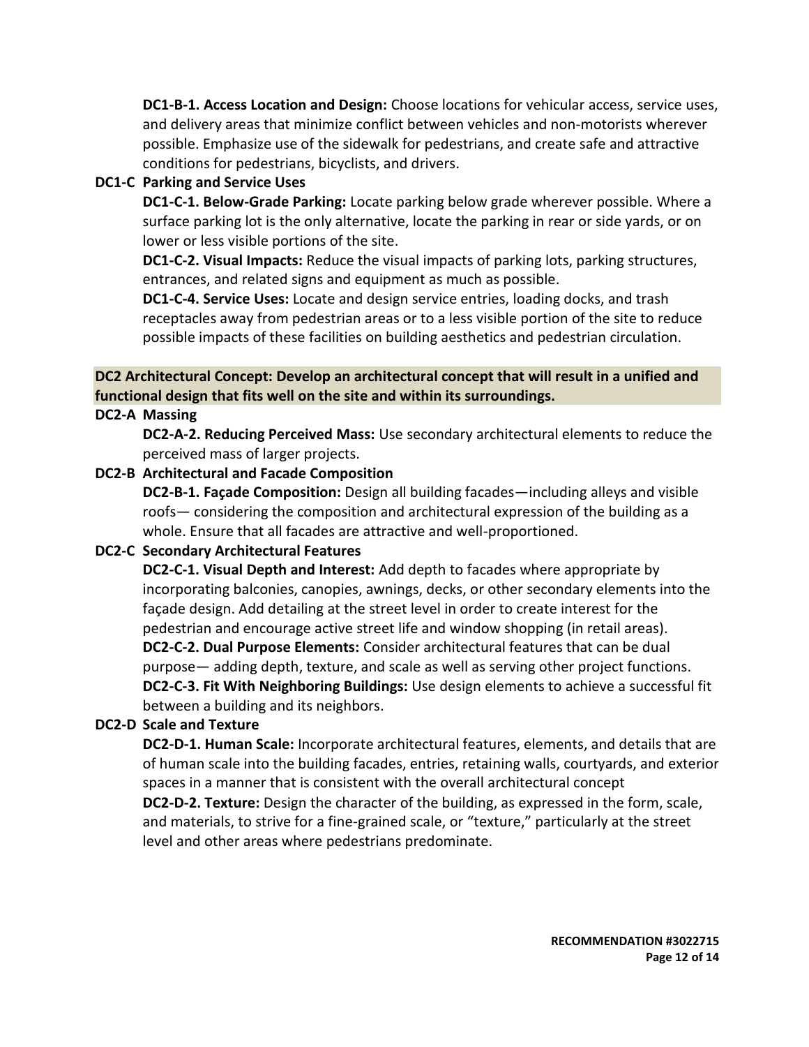**DC1-B-1. Access Location and Design:** Choose locations for vehicular access, service uses, and delivery areas that minimize conflict between vehicles and non-motorists wherever possible. Emphasize use of the sidewalk for pedestrians, and create safe and attractive conditions for pedestrians, bicyclists, and drivers.

**DC1-C Parking and Service Uses**

**DC1-C-1. Below-Grade Parking:** Locate parking below grade wherever possible. Where a surface parking lot is the only alternative, locate the parking in rear or side yards, or on lower or less visible portions of the site.

**DC1-C-2. Visual Impacts:** Reduce the visual impacts of parking lots, parking structures, entrances, and related signs and equipment as much as possible.

**DC1-C-4. Service Uses:** Locate and design service entries, loading docks, and trash receptacles away from pedestrian areas or to a less visible portion of the site to reduce possible impacts of these facilities on building aesthetics and pedestrian circulation.

**DC2 Architectural Concept: Develop an architectural concept that will result in a unified and functional design that fits well on the site and within its surroundings.**

**DC2-A Massing**

**DC2-A-2. Reducing Perceived Mass:** Use secondary architectural elements to reduce the perceived mass of larger projects.

**DC2-B Architectural and Facade Composition**

**DC2-B-1. Façade Composition:** Design all building facades—including alleys and visible roofs— considering the composition and architectural expression of the building as a whole. Ensure that all facades are attractive and well-proportioned.

**DC2-C Secondary Architectural Features**

**DC2-C-1. Visual Depth and Interest:** Add depth to facades where appropriate by incorporating balconies, canopies, awnings, decks, or other secondary elements into the façade design. Add detailing at the street level in order to create interest for the pedestrian and encourage active street life and window shopping (in retail areas).

**DC2-C-2. Dual Purpose Elements:** Consider architectural features that can be dual purpose— adding depth, texture, and scale as well as serving other project functions.

**DC2-C-3. Fit With Neighboring Buildings:** Use design elements to achieve a successful fit between a building and its neighbors.

**DC2-D Scale and Texture**

**DC2-D-1. Human Scale:** Incorporate architectural features, elements, and details that are of human scale into the building facades, entries, retaining walls, courtyards, and exterior spaces in a manner that is consistent with the overall architectural concept

**DC2-D-2. Texture:** Design the character of the building, as expressed in the form, scale, and materials, to strive for a fine-grained scale, or "texture," particularly at the street level and other areas where pedestrians predominate.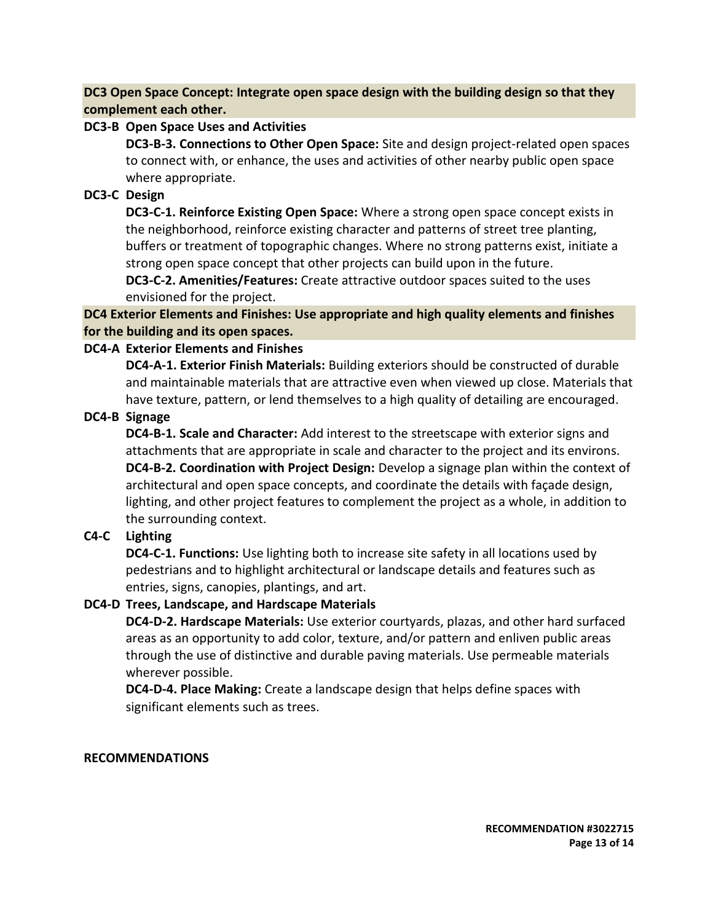**DC3 Open Space Concept: Integrate open space design with the building design so that they complement each other.**

**DC3-B Open Space Uses and Activities**

**DC3-B-3. Connections to Other Open Space:** Site and design project-related open spaces to connect with, or enhance, the uses and activities of other nearby public open space where appropriate.

**DC3-C Design**

**DC3-C-1. Reinforce Existing Open Space:** Where a strong open space concept exists in the neighborhood, reinforce existing character and patterns of street tree planting, buffers or treatment of topographic changes. Where no strong patterns exist, initiate a strong open space concept that other projects can build upon in the future.

**DC3-C-2. Amenities/Features:** Create attractive outdoor spaces suited to the uses envisioned for the project.

**DC4 Exterior Elements and Finishes: Use appropriate and high quality elements and finishes for the building and its open spaces.**

**DC4-A Exterior Elements and Finishes**

**DC4-A-1. Exterior Finish Materials:** Building exteriors should be constructed of durable and maintainable materials that are attractive even when viewed up close. Materials that have texture, pattern, or lend themselves to a high quality of detailing are encouraged.

**DC4-B Signage**

**DC4-B-1. Scale and Character:** Add interest to the streetscape with exterior signs and attachments that are appropriate in scale and character to the project and its environs.

**DC4-B-2. Coordination with Project Design:** Develop a signage plan within the context of architectural and open space concepts, and coordinate the details with façade design, lighting, and other project features to complement the project as a whole, in addition to the surrounding context.

**C4-C Lighting**

**DC4-C-1. Functions:** Use lighting both to increase site safety in all locations used by pedestrians and to highlight architectural or landscape details and features such as entries, signs, canopies, plantings, and art.

**DC4-D Trees, Landscape, and Hardscape Materials**

**DC4-D-2. Hardscape Materials:** Use exterior courtyards, plazas, and other hard surfaced areas as an opportunity to add color, texture, and/or pattern and enliven public areas through the use of distinctive and durable paving materials. Use permeable materials wherever possible.

**DC4-D-4. Place Making:** Create a landscape design that helps define spaces with significant elements such as trees.

**RECOMMENDATIONS**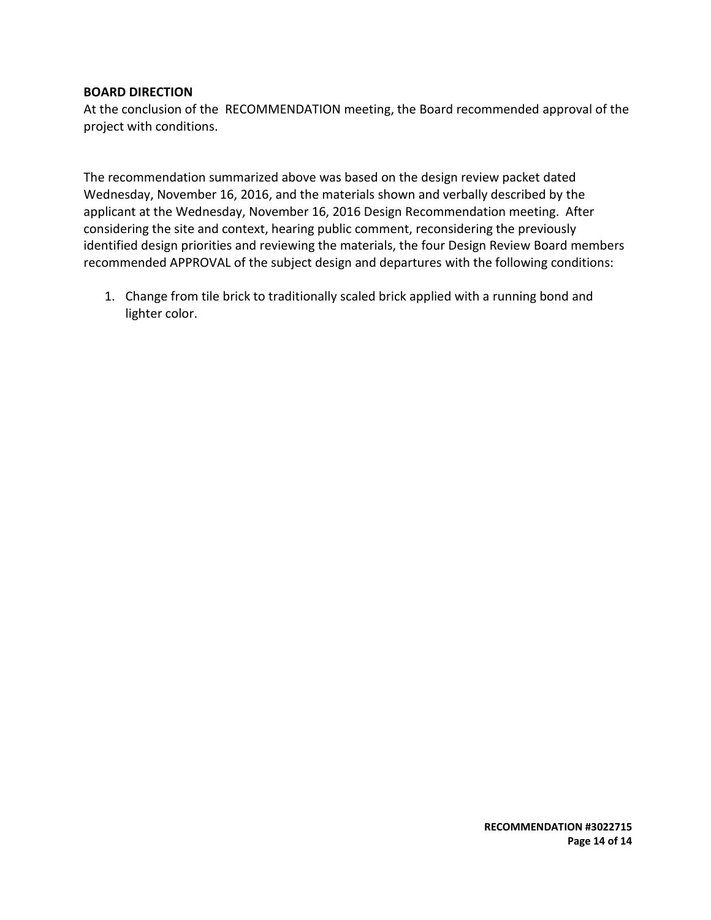**BOARD DIRECTION**

At the conclusion of the  RECOMMENDATION meeting, the Board recommended approval of the project with conditions.

The recommendation summarized above was based on the design review packet dated Wednesday, November 16, 2016, and the materials shown and verbally described by the applicant at the Wednesday, November 16, 2016 Design Recommendation meeting.  After considering the site and context, hearing public comment, reconsidering the previously identified design priorities and reviewing the materials, the four Design Review Board members recommended APPROVAL of the subject design and departures with the following conditions:

1. Change from tile brick to traditionally scaled brick applied with a running bond and lighter color.